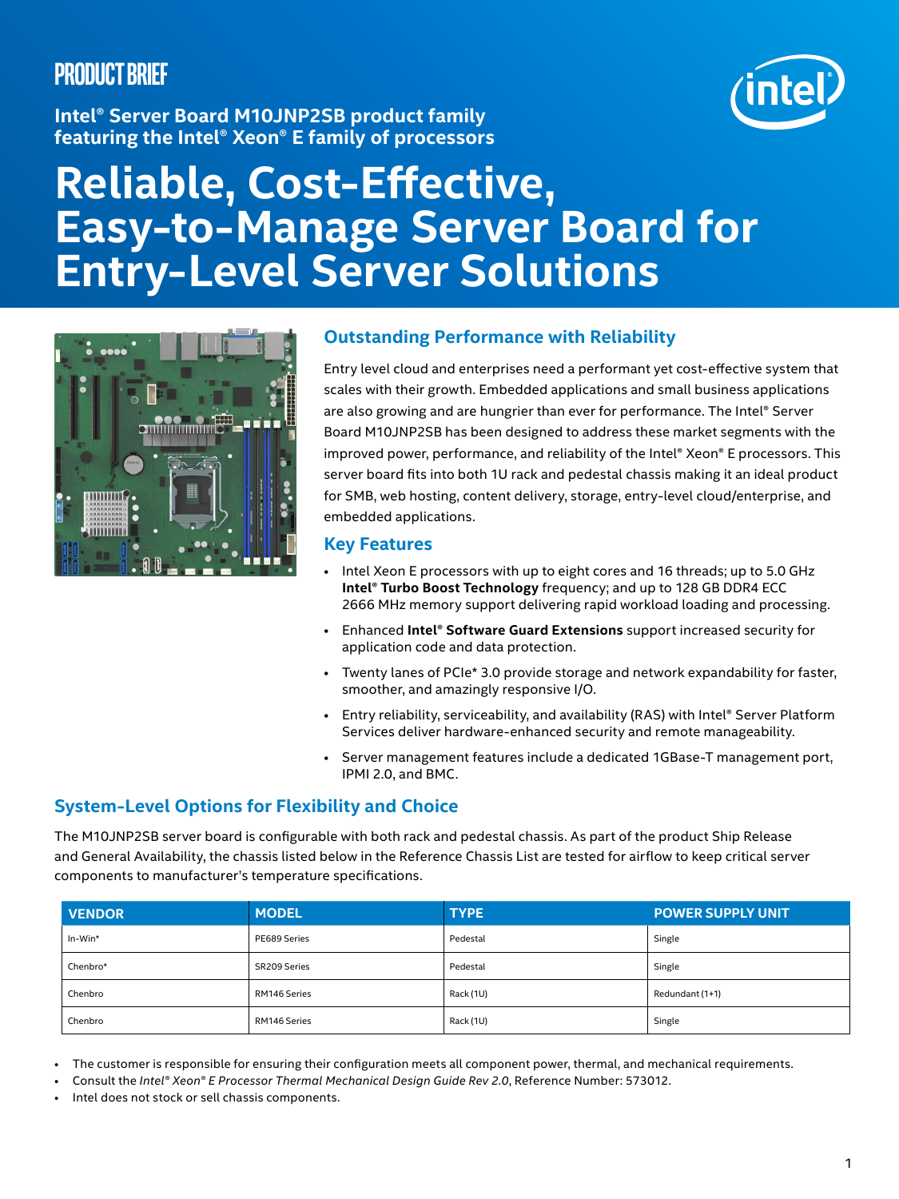PRODUCT BRIEF

**Intel® Server Board M10JNP2SB product family featuring the Intel® Xeon® E family of processors**

# Reliable, Cost-Effective, Easy-to-Manage Server Board for Entry-Level Server Solutions

## Outstanding Performance with Reliability

Entry level cloud and enterprises need a performant yet cost-effective system that scales with their growth. Embedded applications and small business applications are also growing and are hungrier than ever for performance. The Intel® Server Board M10JNP2SB has been designed to address these market segments with the improved power, performance, and reliability of the Intel® Xeon® E processors. This server board fits into both 1U rack and pedestal chassis making it an ideal product for SMB, web hosting, content delivery, storage, entry-level cloud/enterprise, and embedded applications.

## Key Features

- Intel Xeon E processors with up to eight cores and 16 threads; up to 5.0 GHz **Intel® Turbo Boost Technology** frequency; and up to 128 GB DDR4 ECC 2666 MHz memory support delivering rapid workload loading and processing.
- Enhanced **Intel® Software Guard Extensions** support increased security for application code and data protection.
- Twenty lanes of PCIe* 3.0 provide storage and network expandability for faster, smoother, and amazingly responsive I/O.
- Entry reliability, serviceability, and availability (RAS) with Intel® Server Platform Services deliver hardware-enhanced security and remote manageability.
- Server management features include a dedicated 1GBase-T management port, IPMI 2.0, and BMC.

## System-Level Options for Flexibility and Choice

The M10JNP2SB server board is configurable with both rack and pedestal chassis. As part of the product Ship Release and General Availability, the chassis listed below in the Reference Chassis List are tested for airflow to keep critical server components to manufacturer's temperature specifications.

| VENDOR | MODEL | TYPE | POWER SUPPLY UNIT |
|---|---|---|---|
| In-Win* | PE689 Series | Pedestal | Single |
| Chenbro* | SR209 Series | Pedestal | Single |
| Chenbro | RM146 Series | Rack (1U) | Redundant (1+1) |
| Chenbro | RM146 Series | Rack (1U) | Single |

- The customer is responsible for ensuring their configuration meets all component power, thermal, and mechanical requirements.
- Consult the *Intel® Xeon® E Processor Thermal Mechanical Design Guide Rev 2.0*, Reference Number: 573012.
- Intel does not stock or sell chassis components.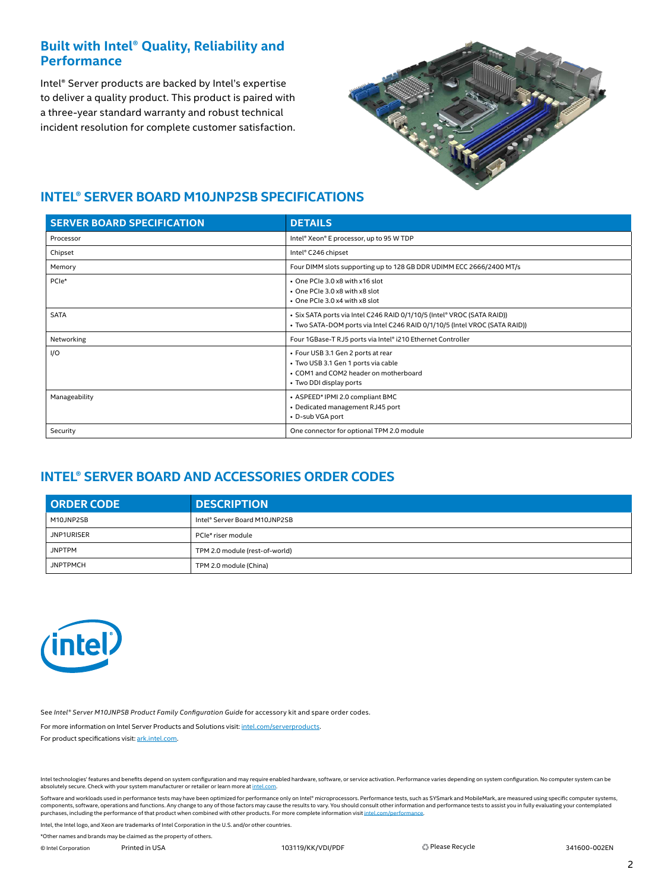## Built with Intel® Quality, Reliability and Performance

Intel® Server products are backed by Intel's expertise to deliver a quality product. This product is paired with a three-year standard warranty and robust technical incident resolution for complete customer satisfaction.

## INTEL® SERVER BOARD M10JNP2SB SPECIFICATIONS

| SERVER BOARD SPECIFICATION | DETAILS |
|---|---|
| Processor | Intel® Xeon® E processor, up to 95 W TDP |
| Chipset | Intel® C246 chipset |
| Memory | Four DIMM slots supporting up to 128 GB DDR UDIMM ECC 2666/2400 MT/s |
| PCIe* | • One PCIe 3.0 x8 with x16 slot<br>• One PCIe 3.0 x8 with x8 slot<br>• One PCIe 3.0 x4 with x8 slot |
| SATA | • Six SATA ports via Intel C246 RAID 0/1/10/5 (Intel® VROC (SATA RAID))<br>• Two SATA-DOM ports via Intel C246 RAID 0/1/10/5 (Intel VROC (SATA RAID)) |
| Networking | Four 1GBase-T RJ5 ports via Intel® i210 Ethernet Controller |
| I/O | • Four USB 3.1 Gen 2 ports at rear<br>• Two USB 3.1 Gen 1 ports via cable<br>• COM1 and COM2 header on motherboard<br>• Two DDI display ports |
| Manageability | • ASPEED* IPMI 2.0 compliant BMC<br>• Dedicated management RJ45 port<br>• D-sub VGA port |
| Security | One connector for optional TPM 2.0 module |

## INTEL® SERVER BOARD AND ACCESSORIES ORDER CODES

| ORDER CODE | DESCRIPTION |
|---|---|
| M10JNP2SB | Intel® Server Board M10JNP2SB |
| JNP1URISER | PCIe* riser module |
| JNPTPM | TPM 2.0 module (rest-of-world) |
| JNPTPMCH | TPM 2.0 module (China) |

See *Intel® Server M10JNPSB Product Family Configuration Guide* for accessory kit and spare order codes.

For more information on Intel Server Products and Solutions visit: intel.com/serverproducts.

For product specifications visit: ark.intel.com.

Intel technologies' features and benefits depend on system configuration and may require enabled hardware, software, or service activation. Performance varies depending on system configuration. No computer system can be absolutely secure. Check with your system manufacturer or retailer or learn more at intel.com.

Software and workloads used in performance tests may have been optimized for performance only on Intel® microprocessors. Performance tests, such as SYSmark and MobileMark, are measured using specific computer systems, components, software, operations and functions. Any change to any of those factors may cause the results to vary. You should consult other information and performance tests to assist you in fully evaluating your contemplated purchases, including the performance of that product when combined with other products. For more complete information visit intel.com/performance.

Intel, the Intel logo, and Xeon are trademarks of Intel Corporation in the U.S. and/or other countries.

*Other names and brands may be claimed as the property of others.

© Intel Corporation    Printed in USA    103119/KK/VDI/PDF    Please Recycle    341600-002EN